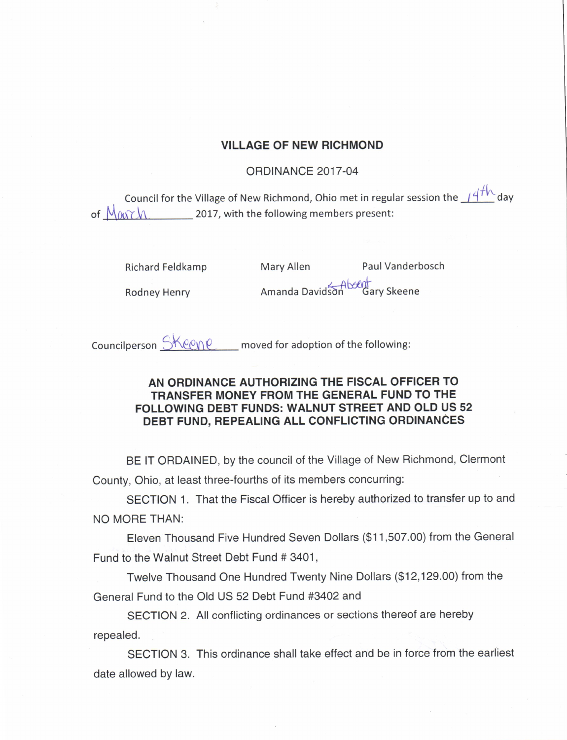# VILLAGE OF NEW RICHMOND

## ORDINANCE 2017-04

Council for the Village of New Richmond, Ohio met in regular session the 14th day of March 2017, with the following members present:

| | | |
|---|---|---|
| Richard Feldkamp | Mary Allen | Paul Vanderbosch |
| Rodney Henry | Amanda Davidson ← Absent | Gary Skeene |

Councilperson Skeene moved for adoption of the following:

### AN ORDINANCE AUTHORIZING THE FISCAL OFFICER TO TRANSFER MONEY FROM THE GENERAL FUND TO THE FOLLOWING DEBT FUNDS: WALNUT STREET AND OLD US 52 DEBT FUND, REPEALING ALL CONFLICTING ORDINANCES

BE IT ORDAINED, by the council of the Village of New Richmond, Clermont County, Ohio, at least three-fourths of its members concurring:

SECTION 1. That the Fiscal Officer is hereby authorized to transfer up to and NO MORE THAN:

Eleven Thousand Five Hundred Seven Dollars ($11,507.00) from the General Fund to the Walnut Street Debt Fund # 3401,

Twelve Thousand One Hundred Twenty Nine Dollars ($12,129.00) from the General Fund to the Old US 52 Debt Fund #3402 and

SECTION 2. All conflicting ordinances or sections thereof are hereby repealed.

SECTION 3. This ordinance shall take effect and be in force from the earliest date allowed by law.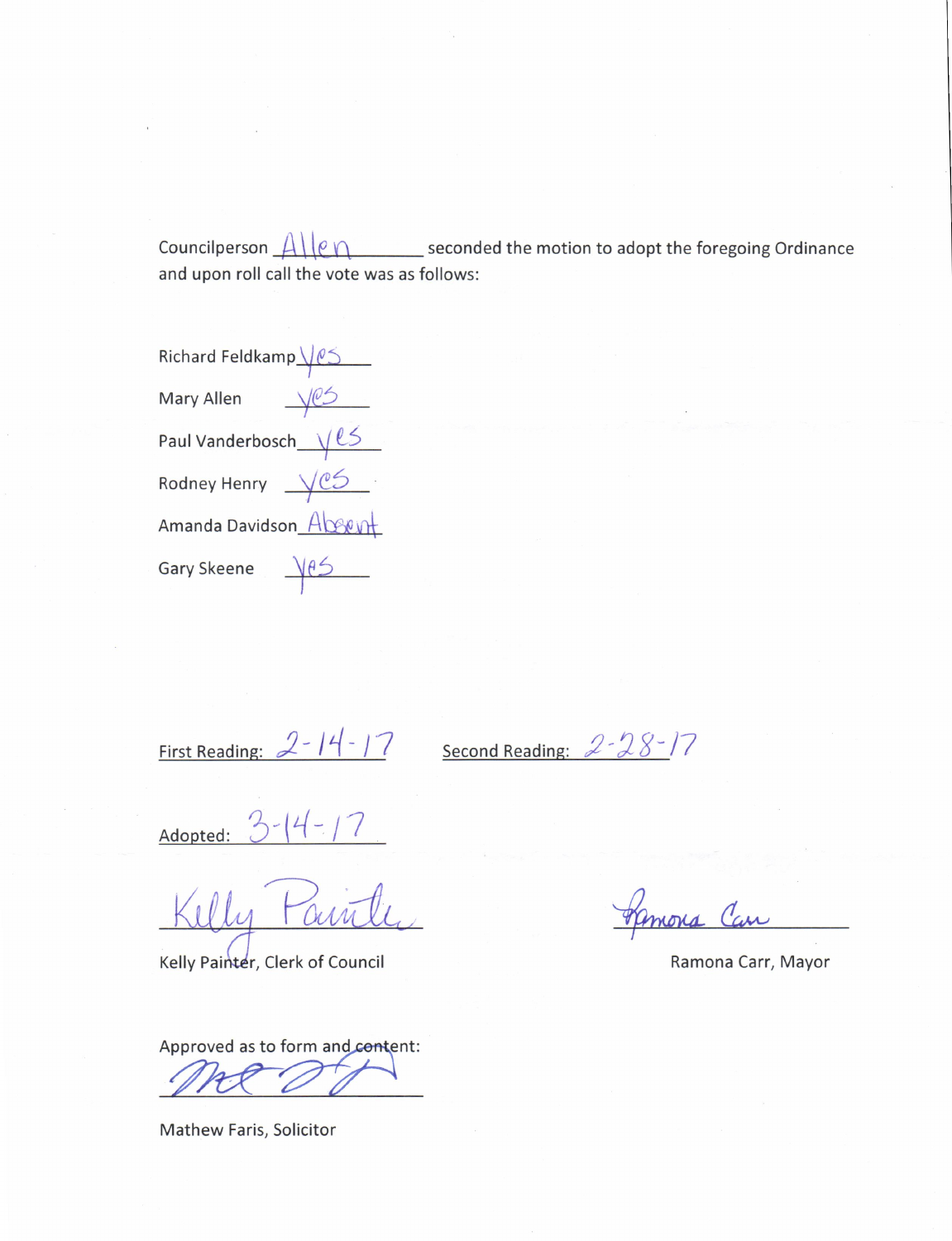Councilperson Allen seconded the motion to adopt the foregoing Ordinance and upon roll call the vote was as follows:

Richard Feldkamp yes

Mary Allen yes

Paul Vanderbosch yes

Rodney Henry yes

Amanda Davidson Absent

Gary Skeene yes

First Reading: 2-14-17 Second Reading: 2-28-17

Adopted: 3-14-17

Kelly Painter

Kelly Painter, Clerk of Council

Ramona Carr

Ramona Carr, Mayor

Approved as to form and ~~content~~:

Mathew Faris, Solicitor